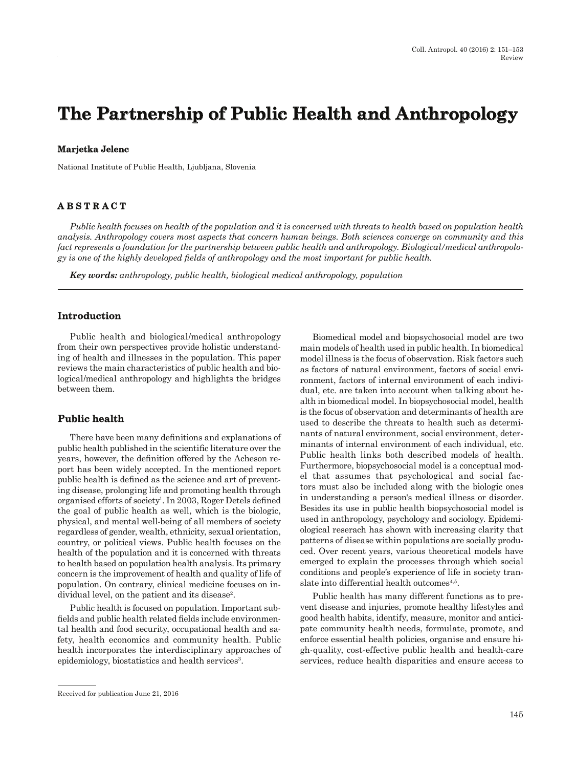# The Partnership of Public Health and Anthropology

**Marjetka Jelenc**

National Institute of Public Health, Ljubljana, Slovenia

## ABSTRACT

*Public health focuses on health of the population and it is concerned with threats to health based on population health analysis. Anthropology covers most aspects that concern human beings. Both sciences converge on community and this fact represents a foundation for the partnership between public health and anthropology. Biological/medical anthropology is one of the highly developed fields of anthropology and the most important for public health.*

***Key words:*** *anthropology, public health, biological medical anthropology, population*

## Introduction

Public health and biological/medical anthropology from their own perspectives provide holistic understanding of health and illnesses in the population. This paper reviews the main characteristics of public health and biological/medical anthropology and highlights the bridges between them.

## Public health

There have been many definitions and explanations of public health published in the scientific literature over the years, however, the definition offered by the Acheson report has been widely accepted. In the mentioned report public health is defined as the science and art of preventing disease, prolonging life and promoting health through organised efforts of society[1]. In 2003, Roger Detels defined the goal of public health as well, which is the biologic, physical, and mental well-being of all members of society regardless of gender, wealth, ethnicity, sexual orientation, country, or political views. Public health focuses on the health of the population and it is concerned with threats to health based on population health analysis. Its primary concern is the improvement of health and quality of life of population. On contrary, clinical medicine focuses on individual level, on the patient and its disease[2].

Public health is focused on population. Important subfields and public health related fields include environmental health and food security, occupational health and safety, health economics and community health. Public health incorporates the interdisciplinary approaches of epidemiology, biostatistics and health services[3].

Biomedical model and biopsychosocial model are two main models of health used in public health. In biomedical model illness is the focus of observation. Risk factors such as factors of natural environment, factors of social environment, factors of internal environment of each individual, etc. are taken into account when talking about health in biomedical model. In biopsychosocial model, health is the focus of observation and determinants of health are used to describe the threats to health such as determinants of natural environment, social environment, determinants of internal environment of each individual, etc. Public health links both described models of health. Furthermore, biopsychosocial model is a conceptual model that assumes that psychological and social factors must also be included along with the biologic ones in understanding a person's medical illness or disorder. Besides its use in public health biopsychosocial model is used in anthropology, psychology and sociology. Epidemiological reserach has shown with increasing clarity that patterns of disease within populations are socially produced. Over recent years, various theoretical models have emerged to explain the processes through which social conditions and people's experience of life in society translate into differential health outcomes[4,5].

Public health has many different functions as to prevent disease and injuries, promote healthy lifestyles and good health habits, identify, measure, monitor and anticipate community health needs, formulate, promote, and enforce essential health policies, organise and ensure high-quality, cost-effective public health and health-care services, reduce health disparities and ensure access to

Received for publication June 21, 2016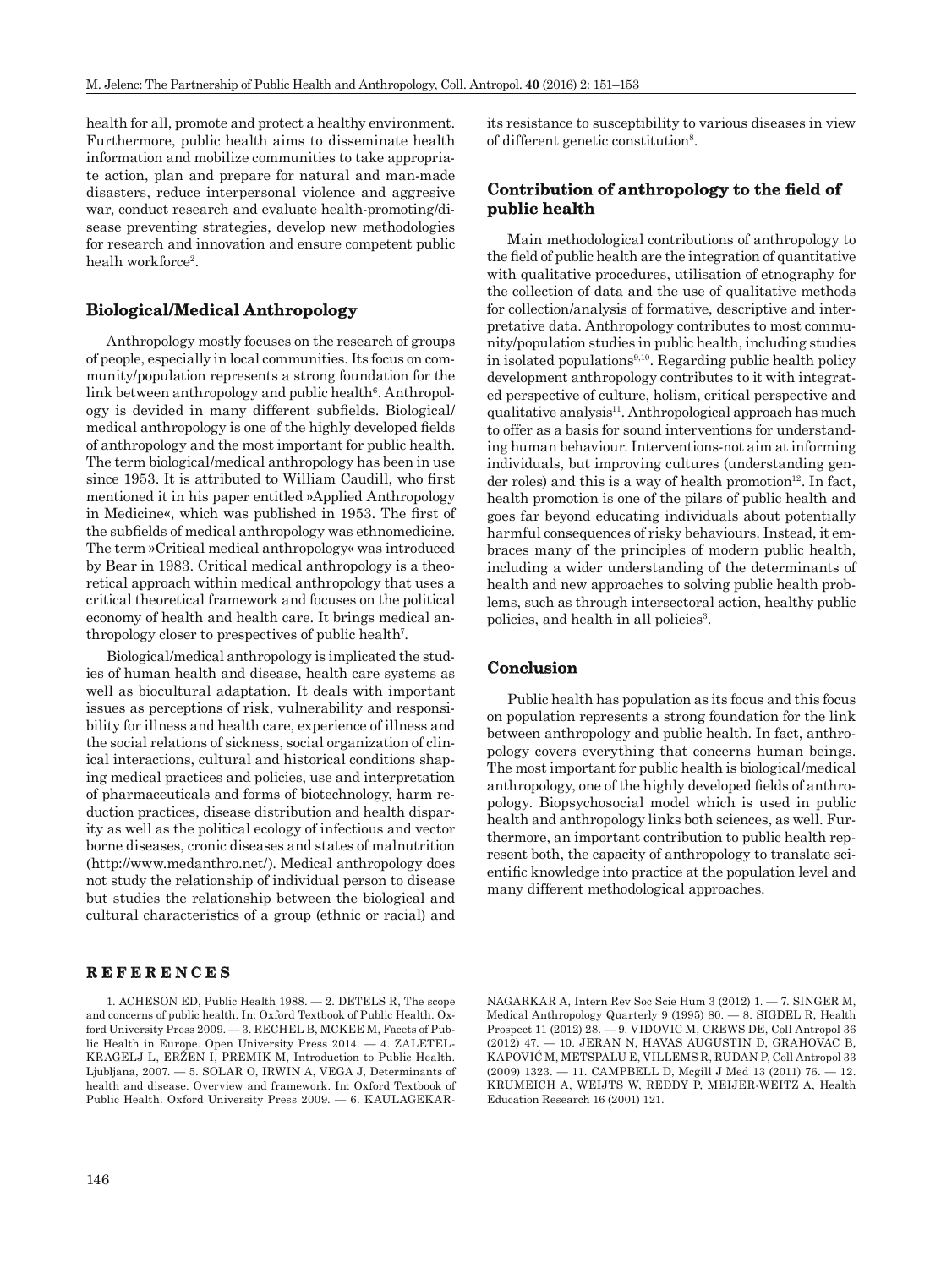health for all, promote and protect a healthy environment. Furthermore, public health aims to disseminate health information and mobilize communities to take appropriate action, plan and prepare for natural and man-made disasters, reduce interpersonal violence and aggressive war, conduct research and evaluate health-promoting/disease preventing strategies, develop new methodologies for research and innovation and ensure competent public healh workforce[2].

## Biological/Medical Anthropology

Anthropology mostly focuses on the research of groups of people, especially in local communities. Its focus on community/population represents a strong foundation for the link between anthropology and public health[6]. Anthropology is devided in many different subfields. Biological/medical anthropology is one of the highly developed fields of anthropology and the most important for public health. The term biological/medical anthropology has been in use since 1953. It is attributed to William Caudill, who first mentioned it in his paper entitled »Applied Anthropology in Medicine«, which was published in 1953. The first of the subfields of medical anthropology was ethnomedicine. The term »Critical medical anthropology« was introduced by Bear in 1983. Critical medical anthropology is a theoretical approach within medical anthropology that uses a critical theoretical framework and focuses on the political economy of health and health care. It brings medical anthropology closer to prespectives of public health[7].

Biological/medical anthropology is implicated the studies of human health and disease, health care systems as well as biocultural adaptation. It deals with important issues as perceptions of risk, vulnerability and responsibility for illness and health care, experience of illness and the social relations of sickness, social organization of clinical interactions, cultural and historical conditions shaping medical practices and policies, use and interpretation of pharmaceuticals and forms of biotechnology, harm reduction practices, disease distribution and health disparity as well as the political ecology of infectious and vector borne diseases, cronic diseases and states of malnutrition (http://www.medanthro.net/). Medical anthropology does not study the relationship of individual person to disease but studies the relationship between the biological and cultural characteristics of a group (ethnic or racial) and its resistance to susceptibility to various diseases in view of different genetic constitution[8].

## Contribution of anthropology to the field of public health

Main methodological contributions of anthropology to the field of public health are the integration of quantitative with qualitative procedures, utilisation of etnography for the collection of data and the use of qualitative methods for collection/analysis of formative, descriptive and interpretative data. Anthropology contributes to most community/population studies in public health, including studies in isolated populations[9,10]. Regarding public health policy development anthropology contributes to it with integrated perspective of culture, holism, critical perspective and qualitative analysis[11]. Anthropological approach has much to offer as a basis for sound interventions for understanding human behaviour. Interventions-not aim at informing individuals, but improving cultures (understanding gender roles) and this is a way of health promotion[12]. In fact, health promotion is one of the pilars of public health and goes far beyond educating individuals about potentially harmful consequences of risky behaviours. Instead, it embraces many of the principles of modern public health, including a wider understanding of the determinants of health and new approaches to solving public health problems, such as through intersectoral action, healthy public policies, and health in all policies[3].

## Conclusion

Public health has population as its focus and this focus on population represents a strong foundation for the link between anthropology and public health. In fact, anthropology covers everything that concerns human beings. The most important for public health is biological/medical anthropology, one of the highly developed fields of anthropology. Biopsychosocial model which is used in public health and anthropology links both sciences, as well. Furthermore, an important contribution to public health represent both, the capacity of anthropology to translate scientific knowledge into practice at the population level and many different methodological approaches.

## REFERENCES

1. ACHESON ED, Public Health 1988. — 2. DETELS R, The scope and concerns of public health. In: Oxford Textbook of Public Health. Oxford University Press 2009. — 3. RECHEL B, MCKEE M, Facets of Public Health in Europe. Open University Press 2014. — 4. ZALETEL-KRAGELJ L, ERŽEN I, PREMIK M, Introduction to Public Health. Ljubljana, 2007. — 5. SOLAR O, IRWIN A, VEGA J, Determinants of health and disease. Overview and framework. In: Oxford Textbook of Public Health. Oxford University Press 2009. — 6. KAULAGEKAR-NAGARKAR A, Intern Rev Soc Scie Hum 3 (2012) 1. — 7. SINGER M, Medical Anthropology Quarterly 9 (1995) 80. — 8. SIGDEL R, Health Prospect 11 (2012) 28. — 9. VIDOVIC M, CREWS DE, Coll Antropol 36 (2012) 47. — 10. JERAN N, HAVAS AUGUSTIN D, GRAHOVAC B, KAPOVIĆ M, METSPALU E, VILLEMS R, RUDAN P, Coll Antropol 33 (2009) 1323. — 11. CAMPBELL D, Mcgill J Med 13 (2011) 76. — 12. KRUMEICH A, WEIJTS W, REDDY P, MEIJER-WEITZ A, Health Education Research 16 (2001) 121.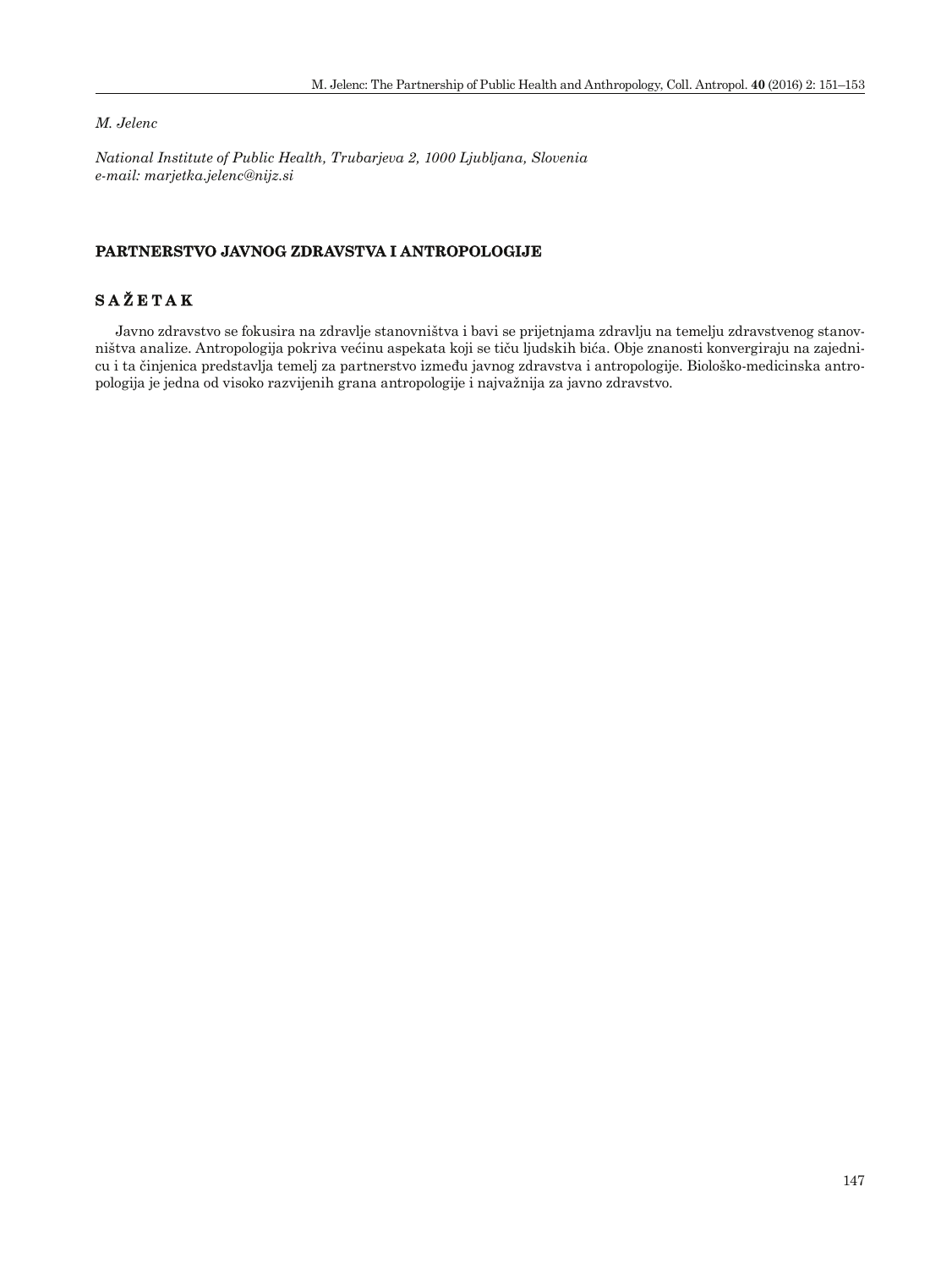*M. Jelenc*

*National Institute of Public Health, Trubarjeva 2, 1000 Ljubljana, Slovenia*
*e-mail: marjetka.jelenc@nijz.si*

## PARTNERSTVO JAVNOG ZDRAVSTVA I ANTROPOLOGIJE

## SAŽETAK

Javno zdravstvo se fokusira na zdravlje stanovništva i bavi se prijetnjama zdravlju na temelju zdravstvenog stanovništva analize. Antropologija pokriva većinu aspekata koji se tiču ljudskih bića. Obje znanosti konvergiraju na zajednicu i ta činjenica predstavlja temelj za partnerstvo između javnog zdravstva i antropologije. Biološko-medicinska antropologija je jedna od visoko razvijenih grana antropologije i najvažnija za javno zdravstvo.